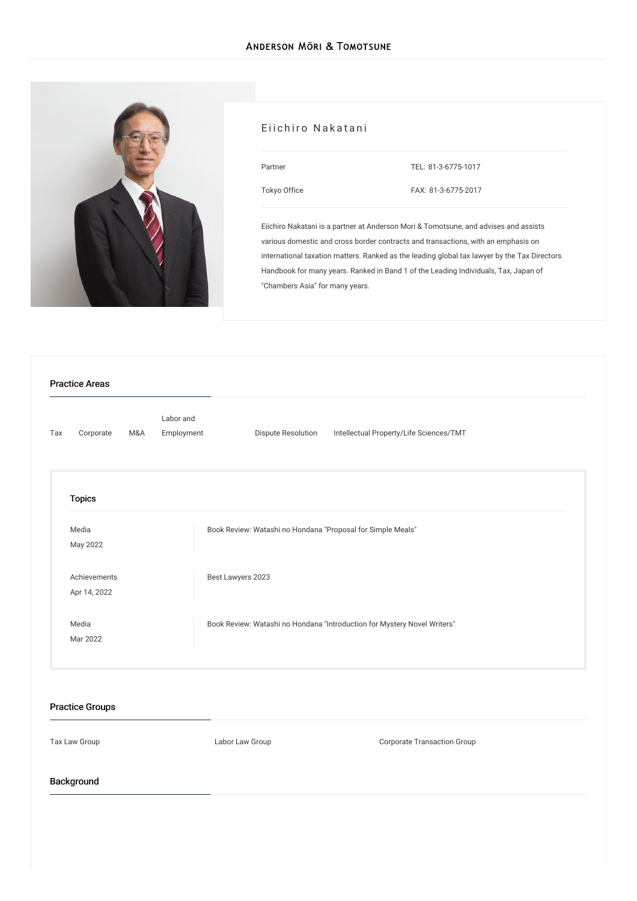Anderson Mōri & Tomotsune

# Eiichiro Nakatani

Partner

Tokyo Office

TEL: 81-3-6775-1017

FAX: 81-3-6775-2017

Eiichiro Nakatani is a partner at Anderson Mori & Tomotsune, and advises and assists various domestic and cross border contracts and transactions, with an emphasis on international taxation matters. Ranked as the leading global tax lawyer by the Tax Directors Handbook for many years. Ranked in Band 1 of the Leading Individuals, Tax, Japan of "Chambers Asia" for many years.

## Practice Areas

Tax

Corporate

M&A

Labor and Employment

Dispute Resolution

Intellectual Property/Life Sciences/TMT

### Topics

| | |
|---|---|
| Media<br>May 2022 | Book Review: Watashi no Hondana "Proposal for Simple Meals" |
| Achievements<br>Apr 14, 2022 | Best Lawyers 2023 |
| Media<br>Mar 2022 | Book Review: Watashi no Hondana "Introduction for Mystery Novel Writers" |

## Practice Groups

Tax Law Group

Labor Law Group

Corporate Transaction Group

## Background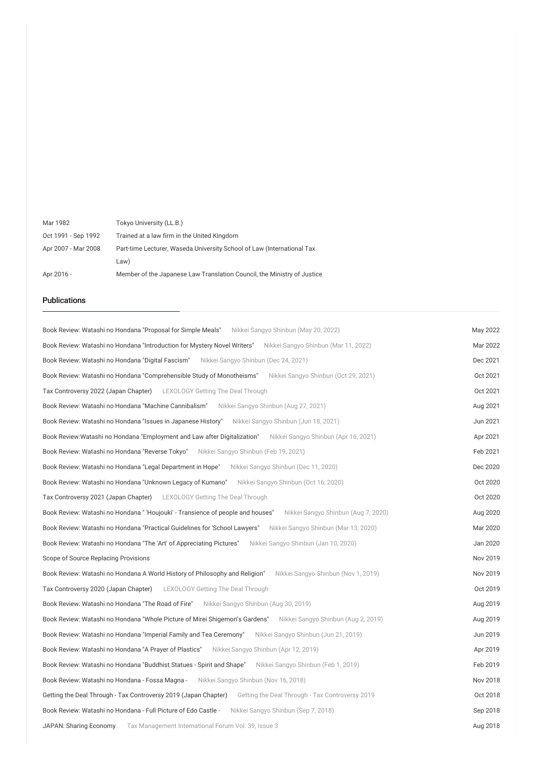| | |
|---|---|
| Mar 1982 | Tokyo University (LL.B.) |
| Oct 1991 - Sep 1992 | Trained at a law firm in the United Kingdom |
| Apr 2007 - Mar 2008 | Part-time Lecturer, Waseda University School of Law (International Tax Law) |
| Apr 2016 - | Member of the Japanese Law Translation Council, the Ministry of Justice |

## Publications

| | | |
|---|---|---|
| Book Review: Watashi no Hondana "Proposal for Simple Meals" | Nikkei Sangyo Shinbun (May 20, 2022) | May 2022 |
| Book Review: Watashi no Hondana "Introduction for Mystery Novel Writers" | Nikkei Sangyo Shinbun (Mar 11, 2022) | Mar 2022 |
| Book Review: Watashi no Hondana "Digital Fascism" | Nikkei Sangyo Shinbun (Dec 24, 2021) | Dec 2021 |
| Book Review: Watashi no Hondana "Comprehensible Study of Monotheisms" | Nikkei Sangyo Shinbun (Oct 29, 2021) | Oct 2021 |
| Tax Controversy 2022 (Japan Chapter) | LEXOLOGY Getting The Deal Through | Oct 2021 |
| Book Review: Watashi no Hondana "Machine Cannibalism" | Nikkei Sangyo Shinbun (Aug 27, 2021) | Aug 2021 |
| Book Review: Watashi no Hondana "Issues in Japanese History" | Nikkei Sangyo Shinbun (Jun 18, 2021) | Jun 2021 |
| Book Review:Watashi no Hondana "Employment and Law after Digitalization" | Nikkei Sangyo Shinbun (Apr 16, 2021) | Apr 2021 |
| Book Review: Watashi no Hondana "Reverse Tokyo" | Nikkei Sangyo Shinbun (Feb 19, 2021) | Feb 2021 |
| Book Review: Watashi no Hondana "Legal Department in Hope" | Nikkei Sangyo Shinbun (Dec 11, 2020) | Dec 2020 |
| Book Review: Watashi no Hondana "Unknown Legacy of Kumano" | Nikkei Sangyo Shinbun (Oct 16, 2020) | Oct 2020 |
| Tax Controversy 2021 (Japan Chapter) | LEXOLOGY Getting The Deal Through | Oct 2020 |
| Book Review: Watashi no Hondana " 'Houjouki' - Transience of people and houses" | Nikkei Sangyo Shinbun (Aug 7, 2020) | Aug 2020 |
| Book Review: Watashi no Hondana "Practical Guidelines for 'School Lawyers" | Nikkei Sangyo Shinbun (Mar 13, 2020) | Mar 2020 |
| Book Review: Watashi no Hondana "The 'Art' of Appreciating Pictures" | Nikkei Sangyo Shinbun (Jan 10, 2020) | Jan 2020 |
| Scope of Source Replacing Provisions | | Nov 2019 |
| Book Review: Watashi no Hondana A World History of Philosophy and Religion" | Nikkei Sangyo Shinbun (Nov 1, 2019) | Nov 2019 |
| Tax Controversy 2020 (Japan Chapter) | LEXOLOGY Getting The Deal Through | Oct 2019 |
| Book Review: Watashi no Hondana "The Road of Fire" | Nikkei Sangyo Shinbun (Aug 30, 2019) | Aug 2019 |
| Book Review: Watashi no Hondana "Whole Picture of Mirei Shigemori's Gardens" | Nikkei Sangyo Shinbun (Aug 2, 2019) | Aug 2019 |
| Book Review: Watashi no Hondana "Imperial Family and Tea Ceremony" | Nikkei Sangyo Shinbun (Jun 21, 2019) | Jun 2019 |
| Book Review: Watashi no Hondana "A Prayer of Plastics" | Nikkei Sangyo Shinbun (Apr 12, 2019) | Apr 2019 |
| Book Review: Watashi no Hondana "Buddhist Statues - Spirit and Shape" | Nikkei Sangyo Shinbun (Feb 1, 2019) | Feb 2019 |
| Book Review: Watashi no Hondana - Fossa Magna - | Nikkei Sangyo Shinbun (Nov 16, 2018) | Nov 2018 |
| Getting the Deal Through - Tax Controversy 2019 (Japan Chapter) | Getting the Deal Through - Tax Controversy 2019 | Oct 2018 |
| Book Review: Watashi no Hondana - Full Picture of Edo Castle - | Nikkei Sangyo Shinbun (Sep 7, 2018) | Sep 2018 |
| JAPAN: Sharing Economy | Tax Management International Forum Vol. 39, Issue 3 | Aug 2018 |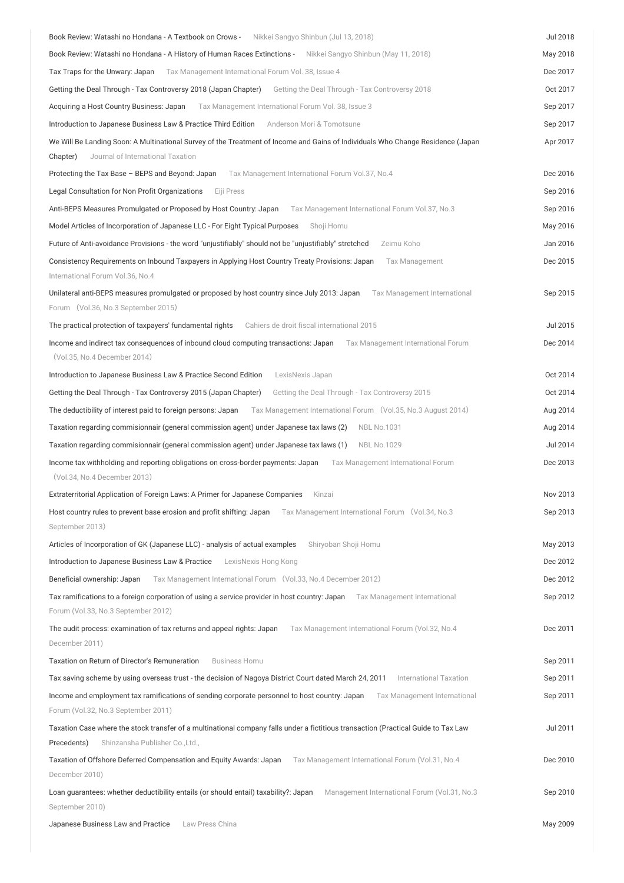| | |
|---|---|
| Book Review: Watashi no Hondana - A Textbook on Crows - Nikkei Sangyo Shinbun (Jul 13, 2018) | Jul 2018 |
| Book Review: Watashi no Hondana - A History of Human Races Extinctions - Nikkei Sangyo Shinbun (May 11, 2018) | May 2018 |
| Tax Traps for the Unwary: Japan Tax Management International Forum Vol. 38, Issue 4 | Dec 2017 |
| Getting the Deal Through - Tax Controversy 2018 (Japan Chapter) Getting the Deal Through - Tax Controversy 2018 | Oct 2017 |
| Acquiring a Host Country Business: Japan Tax Management International Forum Vol. 38, Issue 3 | Sep 2017 |
| Introduction to Japanese Business Law & Practice Third Edition Anderson Mori & Tomotsune | Sep 2017 |
| We Will Be Landing Soon: A Multinational Survey of the Treatment of Income and Gains of Individuals Who Change Residence (Japan Chapter) Journal of International Taxation | Apr 2017 |
| Protecting the Tax Base – BEPS and Beyond: Japan Tax Management International Forum Vol.37, No.4 | Dec 2016 |
| Legal Consultation for Non Profit Organizations Eiji Press | Sep 2016 |
| Anti-BEPS Measures Promulgated or Proposed by Host Country: Japan Tax Management International Forum Vol.37, No.3 | Sep 2016 |
| Model Articles of Incorporation of Japanese LLC - For Eight Typical Purposes Shoji Homu | May 2016 |
| Future of Anti-avoidance Provisions - the word "unjustifiably" should not be "unjustifiably" stretched Zeimu Koho | Jan 2016 |
| Consistency Requirements on Inbound Taxpayers in Applying Host Country Treaty Provisions: Japan Tax Management International Forum Vol.36, No.4 | Dec 2015 |
| Unilateral anti-BEPS measures promulgated or proposed by host country since July 2013: Japan Tax Management International Forum （Vol.36, No.3 September 2015） | Sep 2015 |
| The practical protection of taxpayers' fundamental rights Cahiers de droit fiscal international 2015 | Jul 2015 |
| Income and indirect tax consequences of inbound cloud computing transactions: Japan Tax Management International Forum （Vol.35, No.4 December 2014） | Dec 2014 |
| Introduction to Japanese Business Law & Practice Second Edition LexisNexis Japan | Oct 2014 |
| Getting the Deal Through - Tax Controversy 2015 (Japan Chapter) Getting the Deal Through - Tax Controversy 2015 | Oct 2014 |
| The deductibility of interest paid to foreign persons: Japan Tax Management International Forum （Vol.35, No.3 August 2014） | Aug 2014 |
| Taxation regarding commisionnair (general commission agent) under Japanese tax laws (2) NBL No.1031 | Aug 2014 |
| Taxation regarding commisionnair (general commission agent) under Japanese tax laws (1) NBL No.1029 | Jul 2014 |
| Income tax withholding and reporting obligations on cross-border payments: Japan Tax Management International Forum （Vol.34, No.4 December 2013） | Dec 2013 |
| Extraterritorial Application of Foreign Laws: A Primer for Japanese Companies Kinzai | Nov 2013 |
| Host country rules to prevent base erosion and profit shifting: Japan Tax Management International Forum （Vol.34, No.3 September 2013） | Sep 2013 |
| Articles of Incorporation of GK (Japanese LLC) - analysis of actual examples Shiryoban Shoji Homu | May 2013 |
| Introduction to Japanese Business Law & Practice LexisNexis Hong Kong | Dec 2012 |
| Beneficial ownership: Japan Tax Management International Forum （Vol.33, No.4 December 2012） | Dec 2012 |
| Tax ramifications to a foreign corporation of using a service provider in host country: Japan Tax Management International Forum (Vol.33, No.3 September 2012) | Sep 2012 |
| The audit process: examination of tax returns and appeal rights: Japan Tax Management International Forum (Vol.32, No.4 December 2011) | Dec 2011 |
| Taxation on Return of Director's Remuneration Business Homu | Sep 2011 |
| Tax saving scheme by using overseas trust - the decision of Nagoya District Court dated March 24, 2011 International Taxation | Sep 2011 |
| Income and employment tax ramifications of sending corporate personnel to host country: Japan Tax Management International Forum (Vol.32, No.3 September 2011) | Sep 2011 |
| Taxation Case where the stock transfer of a multinational company falls under a fictitious transaction (Practical Guide to Tax Law Precedents) Shinzansha Publisher Co.,Ltd., | Jul 2011 |
| Taxation of Offshore Deferred Compensation and Equity Awards: Japan Tax Management International Forum (Vol.31, No.4 December 2010) | Dec 2010 |
| Loan guarantees: whether deductibility entails (or should entail) taxability?: Japan Management International Forum (Vol.31, No.3 September 2010) | Sep 2010 |
| Japanese Business Law and Practice Law Press China | May 2009 |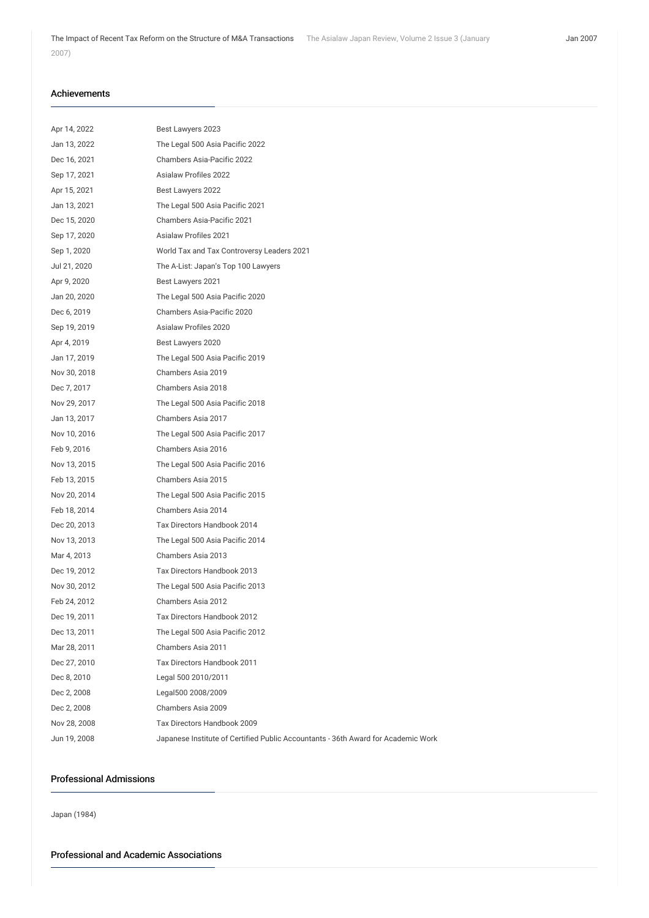| The Impact of Recent Tax Reform on the Structure of M&A Transactions | The Asialaw Japan Review, Volume 2 Issue 3 (January 2007) | Jan 2007 |
|---|---|---|

## Achievements

| | |
|---|---|
| Apr 14, 2022 | Best Lawyers 2023 |
| Jan 13, 2022 | The Legal 500 Asia Pacific 2022 |
| Dec 16, 2021 | Chambers Asia-Pacific 2022 |
| Sep 17, 2021 | Asialaw Profiles 2022 |
| Apr 15, 2021 | Best Lawyers 2022 |
| Jan 13, 2021 | The Legal 500 Asia Pacific 2021 |
| Dec 15, 2020 | Chambers Asia-Pacific 2021 |
| Sep 17, 2020 | Asialaw Profiles 2021 |
| Sep 1, 2020 | World Tax and Tax Controversy Leaders 2021 |
| Jul 21, 2020 | The A-List: Japan's Top 100 Lawyers |
| Apr 9, 2020 | Best Lawyers 2021 |
| Jan 20, 2020 | The Legal 500 Asia Pacific 2020 |
| Dec 6, 2019 | Chambers Asia-Pacific 2020 |
| Sep 19, 2019 | Asialaw Profiles 2020 |
| Apr 4, 2019 | Best Lawyers 2020 |
| Jan 17, 2019 | The Legal 500 Asia Pacific 2019 |
| Nov 30, 2018 | Chambers Asia 2019 |
| Dec 7, 2017 | Chambers Asia 2018 |
| Nov 29, 2017 | The Legal 500 Asia Pacific 2018 |
| Jan 13, 2017 | Chambers Asia 2017 |
| Nov 10, 2016 | The Legal 500 Asia Pacific 2017 |
| Feb 9, 2016 | Chambers Asia 2016 |
| Nov 13, 2015 | The Legal 500 Asia Pacific 2016 |
| Feb 13, 2015 | Chambers Asia 2015 |
| Nov 20, 2014 | The Legal 500 Asia Pacific 2015 |
| Feb 18, 2014 | Chambers Asia 2014 |
| Dec 20, 2013 | Tax Directors Handbook 2014 |
| Nov 13, 2013 | The Legal 500 Asia Pacific 2014 |
| Mar 4, 2013 | Chambers Asia 2013 |
| Dec 19, 2012 | Tax Directors Handbook 2013 |
| Nov 30, 2012 | The Legal 500 Asia Pacific 2013 |
| Feb 24, 2012 | Chambers Asia 2012 |
| Dec 19, 2011 | Tax Directors Handbook 2012 |
| Dec 13, 2011 | The Legal 500 Asia Pacific 2012 |
| Mar 28, 2011 | Chambers Asia 2011 |
| Dec 27, 2010 | Tax Directors Handbook 2011 |
| Dec 8, 2010 | Legal 500 2010/2011 |
| Dec 2, 2008 | Legal500 2008/2009 |
| Dec 2, 2008 | Chambers Asia 2009 |
| Nov 28, 2008 | Tax Directors Handbook 2009 |
| Jun 19, 2008 | Japanese Institute of Certified Public Accountants - 36th Award for Academic Work |

## Professional Admissions

Japan (1984)

## Professional and Academic Associations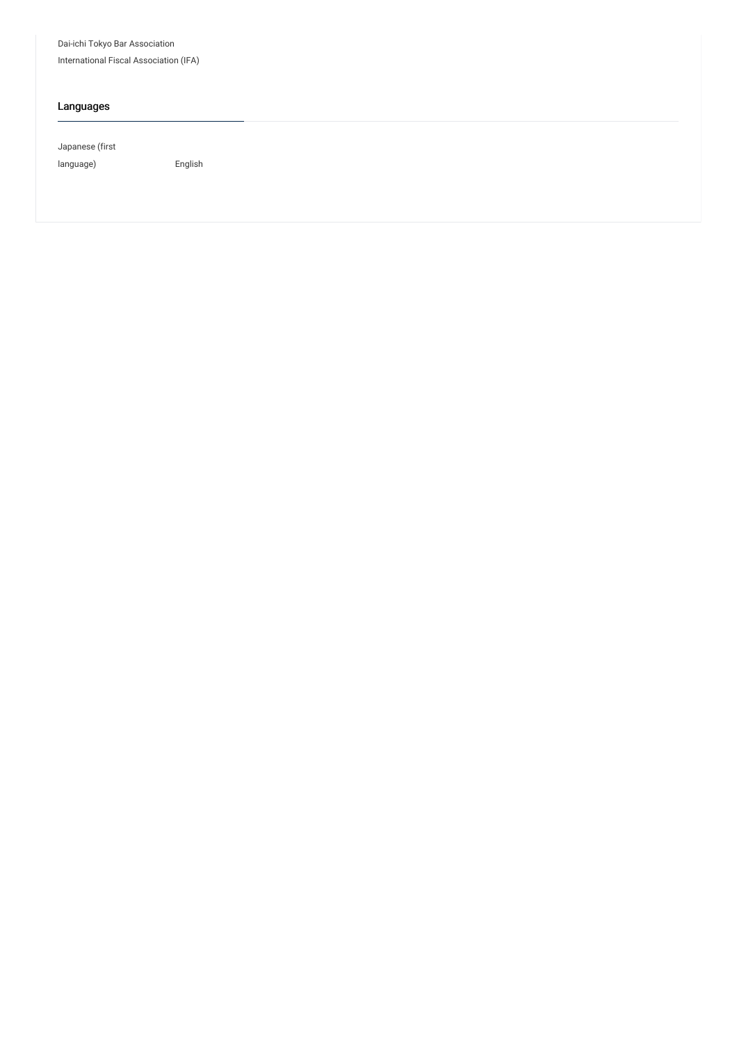Dai-ichi Tokyo Bar Association

International Fiscal Association (IFA)

## Languages

Japanese (first language)

English